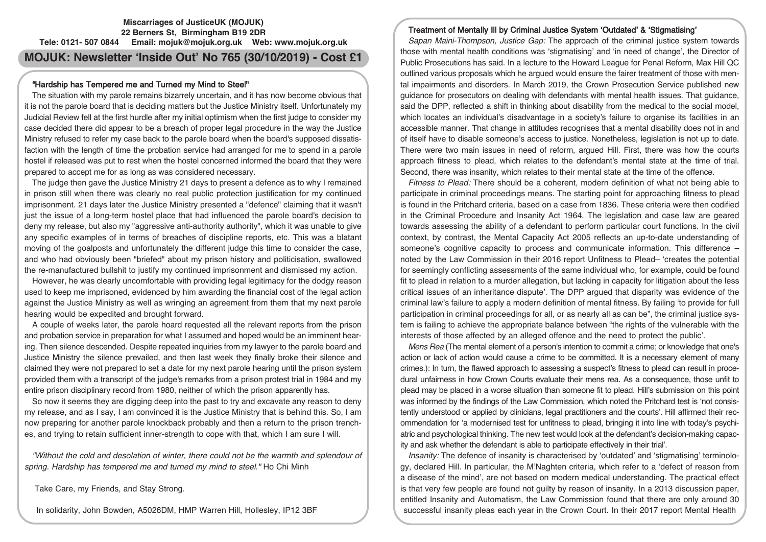**Miscarriages of JusticeUK (MOJUK)**
**22 Berners St, Birmingham B19 2DR**
**Tele: 0121- 507 0844 Email: mojuk@mojuk.org.uk Web: www.mojuk.org.uk**

# MOJUK: Newsletter 'Inside Out' No 765 (30/10/2019) - Cost £1

## "Hardship has Tempered me and Turned my Mind to Steel"

The situation with my parole remains bizarrely uncertain, and it has now become obvious that it is not the parole board that is deciding matters but the Justice Ministry itself. Unfortunately my Judicial Review fell at the first hurdle after my initial optimism when the first judge to consider my case decided there did appear to be a breach of proper legal procedure in the way the Justice Ministry refused to refer my case back to the parole board when the board's supposed dissatisfaction with the length of time the probation service had arranged for me to spend in a parole hostel if released was put to rest when the hostel concerned informed the board that they were prepared to accept me for as long as was considered necessary.

The judge then gave the Justice Ministry 21 days to present a defence as to why I remained in prison still when there was clearly no real public protection justification for my continued imprisonment. 21 days later the Justice Ministry presented a "defence" claiming that it wasn't just the issue of a long-term hostel place that had influenced the parole board's decision to deny my release, but also my "aggressive anti-authority authority", which it was unable to give any specific examples of in terms of breaches of discipline reports, etc. This was a blatant moving of the goalposts and unfortunately the different judge this time to consider the case, and who had obviously been "briefed" about my prison history and politicisation, swallowed the re-manufactured bullshit to justify my continued imprisonment and dismissed my action.

However, he was clearly uncomfortable with providing legal legitimacy for the dodgy reason used to keep me imprisoned, evidenced by him awarding the financial cost of the legal action against the Justice Ministry as well as wringing an agreement from them that my next parole hearing would be expedited and brought forward.

A couple of weeks later, the parole hoard requested all the relevant reports from the prison and probation service in preparation for what I assumed and hoped would be an imminent hearing. Then silence descended. Despite repeated inquiries from my lawyer to the parole board and Justice Ministry the silence prevailed, and then last week they finally broke their silence and claimed they were not prepared to set a date for my next parole hearing until the prison system provided them with a transcript of the judge's remarks from a prison protest trial in 1984 and my entire prison disciplinary record from 1980, neither of which the prison apparently has.

So now it seems they are digging deep into the past to try and excavate any reason to deny my release, and as I say, I am convinced it is the Justice Ministry that is behind this. So, I am now preparing for another parole knockback probably and then a return to the prison trenches, and trying to retain sufficient inner-strength to cope with that, which I am sure I will.

*"Without the cold and desolation of winter, there could not be the warmth and splendour of spring. Hardship has tempered me and turned my mind to steel."* Ho Chi Minh

Take Care, my Friends, and Stay Strong.

In solidarity, John Bowden, A5026DM, HMP Warren Hill, Hollesley, IP12 3BF

## Treatment of Mentally Ill by Criminal Justice System 'Outdated' & 'Stigmatising'

*Sapan Maini-Thompson, Justice Gap:* The approach of the criminal justice system towards those with mental health conditions was 'stigmatising' and 'in need of change', the Director of Public Prosecutions has said. In a lecture to the Howard League for Penal Reform, Max Hill QC outlined various proposals which he argued would ensure the fairer treatment of those with mental impairments and disorders. In March 2019, the Crown Prosecution Service published new guidance for prosecutors on dealing with defendants with mental health issues. That guidance, said the DPP, reflected a shift in thinking about disability from the medical to the social model, which locates an individual's disadvantage in a society's failure to organise its facilities in an accessible manner. That change in attitudes recognises that a mental disability does not in and of itself have to disable someone's access to justice. Nonetheless, legislation is not up to date. There were two main issues in need of reform, argued Hill. First, there was how the courts approach fitness to plead, which relates to the defendant's mental state at the time of trial. Second, there was insanity, which relates to their mental state at the time of the offence.

*Fitness to Plead:* There should be a coherent, modern definition of what not being able to participate in criminal proceedings means. The starting point for approaching fitness to plead is found in the Pritchard criteria, based on a case from 1836. These criteria were then codified in the Criminal Procedure and Insanity Act 1964. The legislation and case law are geared towards assessing the ability of a defendant to perform particular court functions. In the civil context, by contrast, the Mental Capacity Act 2005 reflects an up-to-date understanding of someone's cognitive capacity to process and communicate information. This difference – noted by the Law Commission in their 2016 report Unfitness to Plead– 'creates the potential for seemingly conflicting assessments of the same individual who, for example, could be found fit to plead in relation to a murder allegation, but lacking in capacity for litigation about the less critical issues of an inheritance dispute'. The DPP argued that disparity was evidence of the criminal law's failure to apply a modern definition of mental fitness. By failing 'to provide for full participation in criminal proceedings for all, or as nearly all as can be", the criminal justice system is failing to achieve the appropriate balance between "the rights of the vulnerable with the interests of those affected by an alleged offence and the need to protect the public'.

*Mens Rea* (The mental element of a person's intention to commit a crime; or knowledge that one's action or lack of action would cause a crime to be committed. It is a necessary element of many crimes.): In turn, the flawed approach to assessing a suspect's fitness to plead can result in procedural unfairness in how Crown Courts evaluate their mens rea. As a consequence, those unfit to plead may be placed in a worse situation than someone fit to plead. Hill's submission on this point was informed by the findings of the Law Commission, which noted the Pritchard test is 'not consistently understood or applied by clinicians, legal practitioners and the courts'. Hill affirmed their recommendation for 'a modernised test for unfitness to plead, bringing it into line with today's psychiatric and psychological thinking. The new test would look at the defendant's decision-making capacity and ask whether the defendant is able to participate effectively in their trial'.

*Insanity:* The defence of insanity is characterised by 'outdated' and 'stigmatising' terminology, declared Hill. In particular, the M'Naghten criteria, which refer to a 'defect of reason from a disease of the mind', are not based on modern medical understanding. The practical effect is that very few people are found not guilty by reason of insanity. In a 2013 discussion paper, entitled Insanity and Automatism, the Law Commission found that there are only around 30 successful insanity pleas each year in the Crown Court. In their 2017 report Mental Health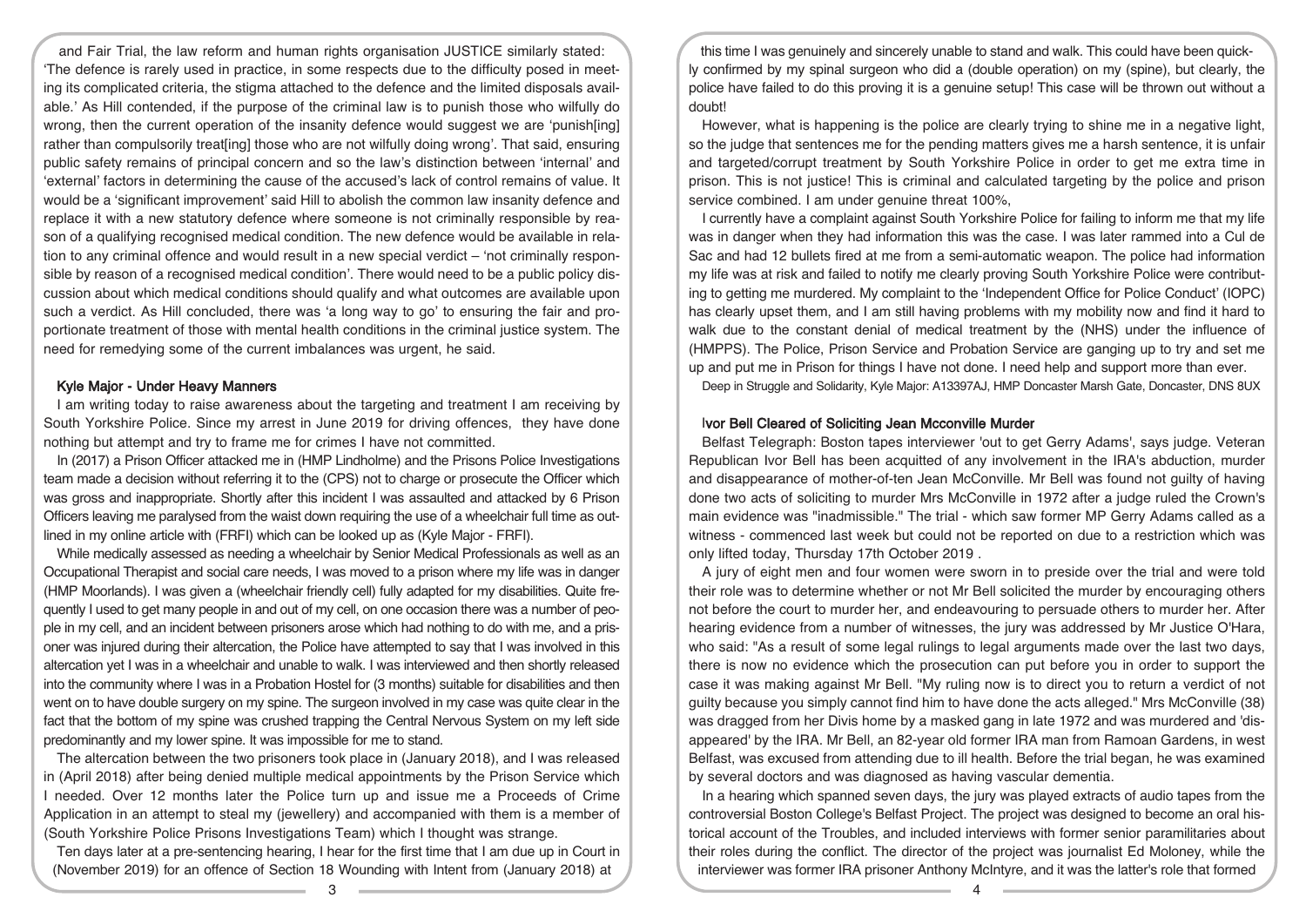and Fair Trial, the law reform and human rights organisation JUSTICE similarly stated: 'The defence is rarely used in practice, in some respects due to the difficulty posed in meeting its complicated criteria, the stigma attached to the defence and the limited disposals available.' As Hill contended, if the purpose of the criminal law is to punish those who wilfully do wrong, then the current operation of the insanity defence would suggest we are 'punish[ing] rather than compulsorily treat[ing] those who are not wilfully doing wrong'. That said, ensuring public safety remains of principal concern and so the law's distinction between 'internal' and 'external' factors in determining the cause of the accused's lack of control remains of value. It would be a 'significant improvement' said Hill to abolish the common law insanity defence and replace it with a new statutory defence where someone is not criminally responsible by reason of a qualifying recognised medical condition. The new defence would be available in relation to any criminal offence and would result in a new special verdict – 'not criminally responsible by reason of a recognised medical condition'. There would need to be a public policy discussion about which medical conditions should qualify and what outcomes are available upon such a verdict. As Hill concluded, there was 'a long way to go' to ensuring the fair and proportionate treatment of those with mental health conditions in the criminal justice system. The need for remedying some of the current imbalances was urgent, he said.

## Kyle Major - Under Heavy Manners

I am writing today to raise awareness about the targeting and treatment I am receiving by South Yorkshire Police. Since my arrest in June 2019 for driving offences, they have done nothing but attempt and try to frame me for crimes I have not committed.

In (2017) a Prison Officer attacked me in (HMP Lindholme) and the Prisons Police Investigations team made a decision without referring it to the (CPS) not to charge or prosecute the Officer which was gross and inappropriate. Shortly after this incident I was assaulted and attacked by 6 Prison Officers leaving me paralysed from the waist down requiring the use of a wheelchair full time as outlined in my online article with (FRFI) which can be looked up as (Kyle Major - FRFI).

While medically assessed as needing a wheelchair by Senior Medical Professionals as well as an Occupational Therapist and social care needs, I was moved to a prison where my life was in danger (HMP Moorlands). I was given a (wheelchair friendly cell) fully adapted for my disabilities. Quite frequently I used to get many people in and out of my cell, on one occasion there was a number of people in my cell, and an incident between prisoners arose which had nothing to do with me, and a prisoner was injured during their altercation, the Police have attempted to say that I was involved in this altercation yet I was in a wheelchair and unable to walk. I was interviewed and then shortly released into the community where I was in a Probation Hostel for (3 months) suitable for disabilities and then went on to have double surgery on my spine. The surgeon involved in my case was quite clear in the fact that the bottom of my spine was crushed trapping the Central Nervous System on my left side predominantly and my lower spine. It was impossible for me to stand.

The altercation between the two prisoners took place in (January 2018), and I was released in (April 2018) after being denied multiple medical appointments by the Prison Service which I needed. Over 12 months later the Police turn up and issue me a Proceeds of Crime Application in an attempt to steal my (jewellery) and accompanied with them is a member of (South Yorkshire Police Prisons Investigations Team) which I thought was strange.

Ten days later at a pre-sentencing hearing, I hear for the first time that I am due up in Court in (November 2019) for an offence of Section 18 Wounding with Intent from (January 2018) at this time I was genuinely and sincerely unable to stand and walk. This could have been quickly confirmed by my spinal surgeon who did a (double operation) on my (spine), but clearly, the police have failed to do this proving it is a genuine setup! This case will be thrown out without a doubt!

However, what is happening is the police are clearly trying to shine me in a negative light, so the judge that sentences me for the pending matters gives me a harsh sentence, it is unfair and targeted/corrupt treatment by South Yorkshire Police in order to get me extra time in prison. This is not justice! This is criminal and calculated targeting by the police and prison service combined. I am under genuine threat 100%,

I currently have a complaint against South Yorkshire Police for failing to inform me that my life was in danger when they had information this was the case. I was later rammed into a Cul de Sac and had 12 bullets fired at me from a semi-automatic weapon. The police had information my life was at risk and failed to notify me clearly proving South Yorkshire Police were contributing to getting me murdered. My complaint to the 'Independent Office for Police Conduct' (IOPC) has clearly upset them, and I am still having problems with my mobility now and find it hard to walk due to the constant denial of medical treatment by the (NHS) under the influence of (HMPPS). The Police, Prison Service and Probation Service are ganging up to try and set me up and put me in Prison for things I have not done. I need help and support more than ever.

Deep in Struggle and Solidarity, Kyle Major: A13397AJ, HMP Doncaster Marsh Gate, Doncaster, DNS 8UX

## Ivor Bell Cleared of Soliciting Jean Mcconville Murder

Belfast Telegraph: Boston tapes interviewer 'out to get Gerry Adams', says judge. Veteran Republican Ivor Bell has been acquitted of any involvement in the IRA's abduction, murder and disappearance of mother-of-ten Jean McConville. Mr Bell was found not guilty of having done two acts of soliciting to murder Mrs McConville in 1972 after a judge ruled the Crown's main evidence was "inadmissible." The trial - which saw former MP Gerry Adams called as a witness - commenced last week but could not be reported on due to a restriction which was only lifted today, Thursday 17th October 2019 .

A jury of eight men and four women were sworn in to preside over the trial and were told their role was to determine whether or not Mr Bell solicited the murder by encouraging others not before the court to murder her, and endeavouring to persuade others to murder her. After hearing evidence from a number of witnesses, the jury was addressed by Mr Justice O'Hara, who said: "As a result of some legal rulings to legal arguments made over the last two days, there is now no evidence which the prosecution can put before you in order to support the case it was making against Mr Bell. "My ruling now is to direct you to return a verdict of not guilty because you simply cannot find him to have done the acts alleged." Mrs McConville (38) was dragged from her Divis home by a masked gang in late 1972 and was murdered and 'disappeared' by the IRA. Mr Bell, an 82-year old former IRA man from Ramoan Gardens, in west Belfast, was excused from attending due to ill health. Before the trial began, he was examined by several doctors and was diagnosed as having vascular dementia.

In a hearing which spanned seven days, the jury was played extracts of audio tapes from the controversial Boston College's Belfast Project. The project was designed to become an oral historical account of the Troubles, and included interviews with former senior paramilitaries about their roles during the conflict. The director of the project was journalist Ed Moloney, while the interviewer was former IRA prisoner Anthony McIntyre, and it was the latter's role that formed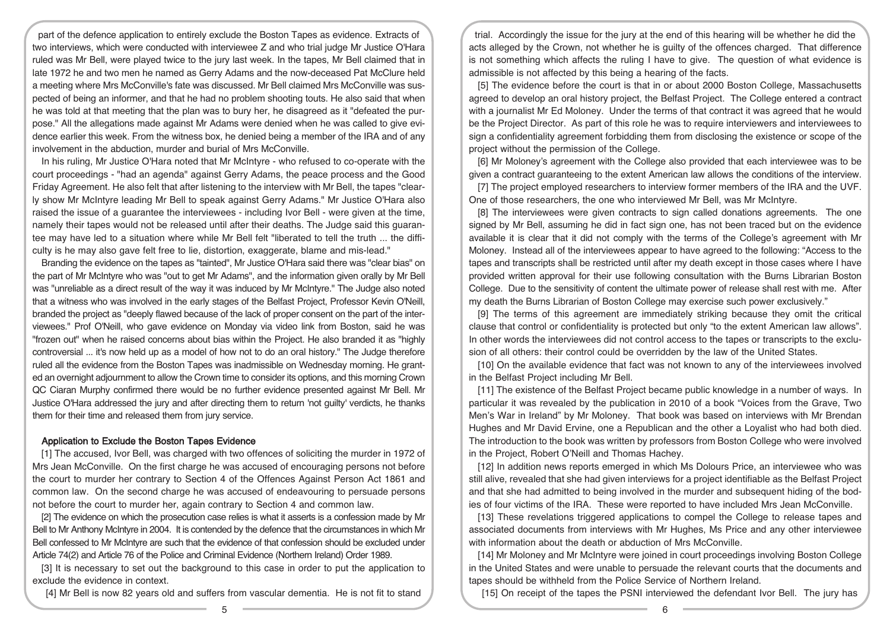part of the defence application to entirely exclude the Boston Tapes as evidence. Extracts of two interviews, which were conducted with interviewee Z and who trial judge Mr Justice O'Hara ruled was Mr Bell, were played twice to the jury last week. In the tapes, Mr Bell claimed that in late 1972 he and two men he named as Gerry Adams and the now-deceased Pat McClure held a meeting where Mrs McConville's fate was discussed. Mr Bell claimed Mrs McConville was suspected of being an informer, and that he had no problem shooting touts. He also said that when he was told at that meeting that the plan was to bury her, he disagreed as it "defeated the purpose." All the allegations made against Mr Adams were denied when he was called to give evidence earlier this week. From the witness box, he denied being a member of the IRA and of any involvement in the abduction, murder and burial of Mrs McConville.

In his ruling, Mr Justice O'Hara noted that Mr McIntyre - who refused to co-operate with the court proceedings - "had an agenda" against Gerry Adams, the peace process and the Good Friday Agreement. He also felt that after listening to the interview with Mr Bell, the tapes "clearly show Mr McIntyre leading Mr Bell to speak against Gerry Adams." Mr Justice O'Hara also raised the issue of a guarantee the interviewees - including Ivor Bell - were given at the time, namely their tapes would not be released until after their deaths. The Judge said this guarantee may have led to a situation where while Mr Bell felt "liberated to tell the truth ... the difficulty is he may also gave felt free to lie, distortion, exaggerate, blame and mis-lead."

Branding the evidence on the tapes as "tainted", Mr Justice O'Hara said there was "clear bias" on the part of Mr McIntyre who was "out to get Mr Adams", and the information given orally by Mr Bell was "unreliable as a direct result of the way it was induced by Mr McIntyre." The Judge also noted that a witness who was involved in the early stages of the Belfast Project, Professor Kevin O'Neill, branded the project as "deeply flawed because of the lack of proper consent on the part of the interviewees." Prof O'Neill, who gave evidence on Monday via video link from Boston, said he was "frozen out" when he raised concerns about bias within the Project. He also branded it as "highly controversial ... it's now held up as a model of how not to do an oral history." The Judge therefore ruled all the evidence from the Boston Tapes was inadmissible on Wednesday morning. He granted an overnight adjournment to allow the Crown time to consider its options, and this morning Crown QC Ciaran Murphy confirmed there would be no further evidence presented against Mr Bell. Mr Justice O'Hara addressed the jury and after directing them to return 'not guilty' verdicts, he thanks them for their time and released them from jury service.

## Application to Exclude the Boston Tapes Evidence

[1] The accused, Ivor Bell, was charged with two offences of soliciting the murder in 1972 of Mrs Jean McConville. On the first charge he was accused of encouraging persons not before the court to murder her contrary to Section 4 of the Offences Against Person Act 1861 and common law. On the second charge he was accused of endeavouring to persuade persons not before the court to murder her, again contrary to Section 4 and common law.

[2] The evidence on which the prosecution case relies is what it asserts is a confession made by Mr Bell to Mr Anthony McIntyre in 2004. It is contended by the defence that the circumstances in which Mr Bell confessed to Mr McIntyre are such that the evidence of that confession should be excluded under Article 74(2) and Article 76 of the Police and Criminal Evidence (Northern Ireland) Order 1989.

[3] It is necessary to set out the background to this case in order to put the application to exclude the evidence in context.

[4] Mr Bell is now 82 years old and suffers from vascular dementia. He is not fit to stand trial. Accordingly the issue for the jury at the end of this hearing will be whether he did the acts alleged by the Crown, not whether he is guilty of the offences charged. That difference is not something which affects the ruling I have to give. The question of what evidence is admissible is not affected by this being a hearing of the facts.

[5] The evidence before the court is that in or about 2000 Boston College, Massachusetts agreed to develop an oral history project, the Belfast Project. The College entered a contract with a journalist Mr Ed Moloney. Under the terms of that contract it was agreed that he would be the Project Director. As part of this role he was to require interviewers and interviewees to sign a confidentiality agreement forbidding them from disclosing the existence or scope of the project without the permission of the College.

[6] Mr Moloney's agreement with the College also provided that each interviewee was to be given a contract guaranteeing to the extent American law allows the conditions of the interview.

[7] The project employed researchers to interview former members of the IRA and the UVF. One of those researchers, the one who interviewed Mr Bell, was Mr McIntyre.

[8] The interviewees were given contracts to sign called donations agreements. The one signed by Mr Bell, assuming he did in fact sign one, has not been traced but on the evidence available it is clear that it did not comply with the terms of the College's agreement with Mr Moloney. Instead all of the interviewees appear to have agreed to the following: "Access to the tapes and transcripts shall be restricted until after my death except in those cases where I have provided written approval for their use following consultation with the Burns Librarian Boston College. Due to the sensitivity of content the ultimate power of release shall rest with me. After my death the Burns Librarian of Boston College may exercise such power exclusively."

[9] The terms of this agreement are immediately striking because they omit the critical clause that control or confidentiality is protected but only "to the extent American law allows". In other words the interviewees did not control access to the tapes or transcripts to the exclusion of all others: their control could be overridden by the law of the United States.

[10] On the available evidence that fact was not known to any of the interviewees involved in the Belfast Project including Mr Bell.

[11] The existence of the Belfast Project became public knowledge in a number of ways. In particular it was revealed by the publication in 2010 of a book "Voices from the Grave, Two Men's War in Ireland" by Mr Moloney. That book was based on interviews with Mr Brendan Hughes and Mr David Ervine, one a Republican and the other a Loyalist who had both died. The introduction to the book was written by professors from Boston College who were involved in the Project, Robert O'Neill and Thomas Hachey.

[12] In addition news reports emerged in which Ms Dolours Price, an interviewee who was still alive, revealed that she had given interviews for a project identifiable as the Belfast Project and that she had admitted to being involved in the murder and subsequent hiding of the bodies of four victims of the IRA. These were reported to have included Mrs Jean McConville.

[13] These revelations triggered applications to compel the College to release tapes and associated documents from interviews with Mr Hughes, Ms Price and any other interviewee with information about the death or abduction of Mrs McConville.

[14] Mr Moloney and Mr McIntyre were joined in court proceedings involving Boston College in the United States and were unable to persuade the relevant courts that the documents and tapes should be withheld from the Police Service of Northern Ireland.

[15] On receipt of the tapes the PSNI interviewed the defendant Ivor Bell. The jury has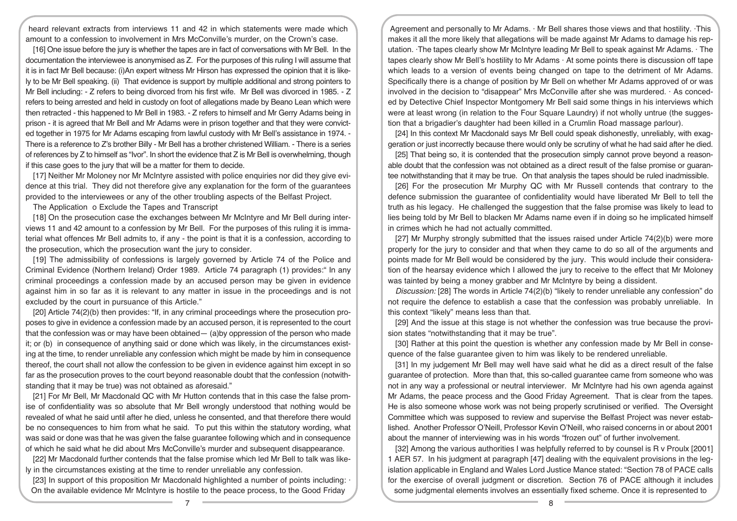heard relevant extracts from interviews 11 and 42 in which statements were made which amount to a confession to involvement in Mrs McConville's murder, on the Crown's case.

[16] One issue before the jury is whether the tapes are in fact of conversations with Mr Bell. In the documentation the interviewee is anonymised as Z. For the purposes of this ruling I will assume that it is in fact Mr Bell because: (i)An expert witness Mr Hirson has expressed the opinion that it is likely to be Mr Bell speaking. (ii) That evidence is support by multiple additional and strong pointers to Mr Bell including: - Z refers to being divorced from his first wife. Mr Bell was divorced in 1985. - Z refers to being arrested and held in custody on foot of allegations made by Beano Lean which were then retracted - this happened to Mr Bell in 1983. - Z refers to himself and Mr Gerry Adams being in prison - it is agreed that Mr Bell and Mr Adams were in prison together and that they were convicted together in 1975 for Mr Adams escaping from lawful custody with Mr Bell's assistance in 1974. - There is a reference to Z's brother Billy - Mr Bell has a brother christened William. - There is a series of references by Z to himself as "Ivor". In short the evidence that Z is Mr Bell is overwhelming, though if this case goes to the jury that will be a matter for them to decide.

[17] Neither Mr Moloney nor Mr McIntyre assisted with police enquiries nor did they give evidence at this trial. They did not therefore give any explanation for the form of the guarantees provided to the interviewees or any of the other troubling aspects of the Belfast Project.

The Application o Exclude the Tapes and Transcript

[18] On the prosecution case the exchanges between Mr McIntyre and Mr Bell during interviews 11 and 42 amount to a confession by Mr Bell. For the purposes of this ruling it is immaterial what offences Mr Bell admits to, if any - the point is that it is a confession, according to the prosecution, which the prosecution want the jury to consider.

[19] The admissibility of confessions is largely governed by Article 74 of the Police and Criminal Evidence (Northern Ireland) Order 1989. Article 74 paragraph (1) provides:" In any criminal proceedings a confession made by an accused person may be given in evidence against him in so far as it is relevant to any matter in issue in the proceedings and is not excluded by the court in pursuance of this Article."

[20] Article 74(2)(b) then provides: "If, in any criminal proceedings where the prosecution proposes to give in evidence a confession made by an accused person, it is represented to the court that the confession was or may have been obtained— (a)by oppression of the person who made it; or (b) in consequence of anything said or done which was likely, in the circumstances existing at the time, to render unreliable any confession which might be made by him in consequence thereof, the court shall not allow the confession to be given in evidence against him except in so far as the prosecution proves to the court beyond reasonable doubt that the confession (notwithstanding that it may be true) was not obtained as aforesaid."

[21] For Mr Bell, Mr Macdonald QC with Mr Hutton contends that in this case the false promise of confidentiality was so absolute that Mr Bell wrongly understood that nothing would be revealed of what he said until after he died, unless he consented, and that therefore there would be no consequences to him from what he said. To put this within the statutory wording, what was said or done was that he was given the false guarantee following which and in consequence of which he said what he did about Mrs McConville's murder and subsequent disappearance.

[22] Mr Macdonald further contends that the false promise which led Mr Bell to talk was likely in the circumstances existing at the time to render unreliable any confession.

[23] In support of this proposition Mr Macdonald highlighted a number of points including: · On the available evidence Mr McIntyre is hostile to the peace process, to the Good Friday Agreement and personally to Mr Adams. · Mr Bell shares those views and that hostility. ·This makes it all the more likely that allegations will be made against Mr Adams to damage his reputation. ·The tapes clearly show Mr McIntyre leading Mr Bell to speak against Mr Adams. · The tapes clearly show Mr Bell's hostility to Mr Adams · At some points there is discussion off tape which leads to a version of events being changed on tape to the detriment of Mr Adams. Specifically there is a change of position by Mr Bell on whether Mr Adams approved of or was involved in the decision to "disappear" Mrs McConville after she was murdered. · As conceded by Detective Chief Inspector Montgomery Mr Bell said some things in his interviews which were at least wrong (in relation to the Four Square Laundry) if not wholly untrue (the suggestion that a brigadier's daughter had been killed in a Crumlin Road massage parlour).

[24] In this context Mr Macdonald says Mr Bell could speak dishonestly, unreliably, with exaggeration or just incorrectly because there would only be scrutiny of what he had said after he died.

[25] That being so, it is contended that the prosecution simply cannot prove beyond a reasonable doubt that the confession was not obtained as a direct result of the false promise or guarantee notwithstanding that it may be true. On that analysis the tapes should be ruled inadmissible.

[26] For the prosecution Mr Murphy QC with Mr Russell contends that contrary to the defence submission the guarantee of confidentiality would have liberated Mr Bell to tell the truth as his legacy. He challenged the suggestion that the false promise was likely to lead to lies being told by Mr Bell to blacken Mr Adams name even if in doing so he implicated himself in crimes which he had not actually committed.

[27] Mr Murphy strongly submitted that the issues raised under Article 74(2)(b) were more properly for the jury to consider and that when they came to do so all of the arguments and points made for Mr Bell would be considered by the jury. This would include their consideration of the hearsay evidence which I allowed the jury to receive to the effect that Mr Moloney was tainted by being a money grabber and Mr McIntyre by being a dissident.

*Discussion:* [28] The words in Article 74(2)(b) "likely to render unreliable any confession" do not require the defence to establish a case that the confession was probably unreliable. In this context "likely" means less than that.

[29] And the issue at this stage is not whether the confession was true because the provision states "notwithstanding that it may be true".

[30] Rather at this point the question is whether any confession made by Mr Bell in consequence of the false guarantee given to him was likely to be rendered unreliable.

[31] In my judgement Mr Bell may well have said what he did as a direct result of the false guarantee of protection. More than that, this so-called guarantee came from someone who was not in any way a professional or neutral interviewer. Mr McIntyre had his own agenda against Mr Adams, the peace process and the Good Friday Agreement. That is clear from the tapes. He is also someone whose work was not being properly scrutinised or verified. The Oversight Committee which was supposed to review and supervise the Belfast Project was never established. Another Professor O'Neill, Professor Kevin O'Neill, who raised concerns in or about 2001 about the manner of interviewing was in his words "frozen out" of further involvement.

[32] Among the various authorities I was helpfully referred to by counsel is R v Proulx [2001] 1 AER 57. In his judgment at paragraph [47] dealing with the equivalent provisions in the legislation applicable in England and Wales Lord Justice Mance stated: "Section 78 of PACE calls for the exercise of overall judgment or discretion. Section 76 of PACE although it includes some judgmental elements involves an essentially fixed scheme. Once it is represented to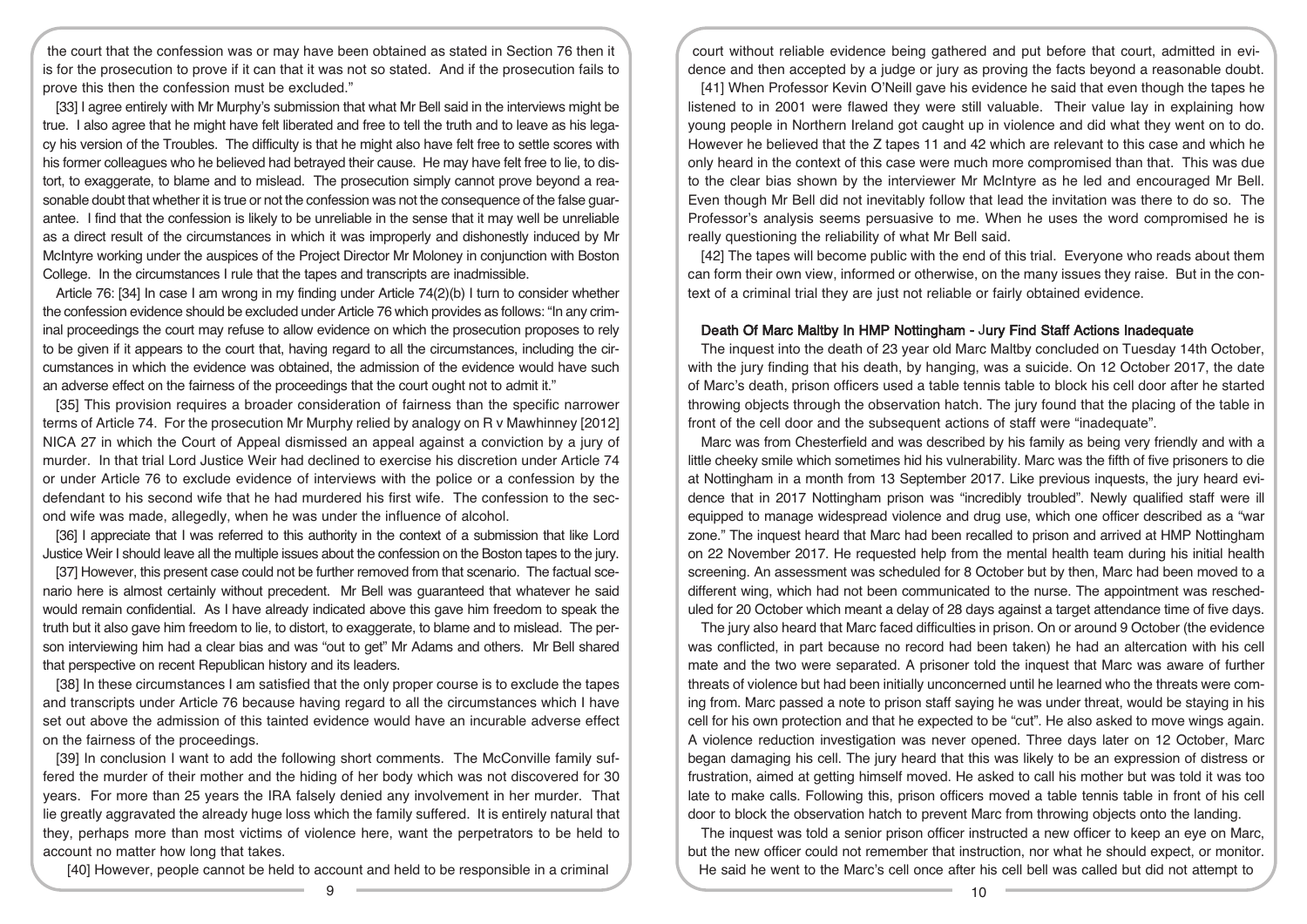the court that the confession was or may have been obtained as stated in Section 76 then it is for the prosecution to prove if it can that it was not so stated. And if the prosecution fails to prove this then the confession must be excluded."

[33] I agree entirely with Mr Murphy's submission that what Mr Bell said in the interviews might be true. I also agree that he might have felt liberated and free to tell the truth and to leave as his legacy his version of the Troubles. The difficulty is that he might also have felt free to settle scores with his former colleagues who he believed had betrayed their cause. He may have felt free to lie, to distort, to exaggerate, to blame and to mislead. The prosecution simply cannot prove beyond a reasonable doubt that whether it is true or not the confession was not the consequence of the false guarantee. I find that the confession is likely to be unreliable in the sense that it may well be unreliable as a direct result of the circumstances in which it was improperly and dishonestly induced by Mr McIntyre working under the auspices of the Project Director Mr Moloney in conjunction with Boston College. In the circumstances I rule that the tapes and transcripts are inadmissible.

Article 76: [34] In case I am wrong in my finding under Article 74(2)(b) I turn to consider whether the confession evidence should be excluded under Article 76 which provides as follows: "In any criminal proceedings the court may refuse to allow evidence on which the prosecution proposes to rely to be given if it appears to the court that, having regard to all the circumstances, including the circumstances in which the evidence was obtained, the admission of the evidence would have such an adverse effect on the fairness of the proceedings that the court ought not to admit it."

[35] This provision requires a broader consideration of fairness than the specific narrower terms of Article 74. For the prosecution Mr Murphy relied by analogy on R v Mawhinney [2012] NICA 27 in which the Court of Appeal dismissed an appeal against a conviction by a jury of murder. In that trial Lord Justice Weir had declined to exercise his discretion under Article 74 or under Article 76 to exclude evidence of interviews with the police or a confession by the defendant to his second wife that he had murdered his first wife. The confession to the second wife was made, allegedly, when he was under the influence of alcohol.

[36] I appreciate that I was referred to this authority in the context of a submission that like Lord Justice Weir I should leave all the multiple issues about the confession on the Boston tapes to the jury.

[37] However, this present case could not be further removed from that scenario. The factual scenario here is almost certainly without precedent. Mr Bell was guaranteed that whatever he said would remain confidential. As I have already indicated above this gave him freedom to speak the truth but it also gave him freedom to lie, to distort, to exaggerate, to blame and to mislead. The person interviewing him had a clear bias and was "out to get" Mr Adams and others. Mr Bell shared that perspective on recent Republican history and its leaders.

[38] In these circumstances I am satisfied that the only proper course is to exclude the tapes and transcripts under Article 76 because having regard to all the circumstances which I have set out above the admission of this tainted evidence would have an incurable adverse effect on the fairness of the proceedings.

[39] In conclusion I want to add the following short comments. The McConville family suffered the murder of their mother and the hiding of her body which was not discovered for 30 years. For more than 25 years the IRA falsely denied any involvement in her murder. That lie greatly aggravated the already huge loss which the family suffered. It is entirely natural that they, perhaps more than most victims of violence here, want the perpetrators to be held to account no matter how long that takes.

[40] However, people cannot be held to account and held to be responsible in a criminal court without reliable evidence being gathered and put before that court, admitted in evidence and then accepted by a judge or jury as proving the facts beyond a reasonable doubt.

[41] When Professor Kevin O'Neill gave his evidence he said that even though the tapes he listened to in 2001 were flawed they were still valuable. Their value lay in explaining how young people in Northern Ireland got caught up in violence and did what they went on to do. However he believed that the Z tapes 11 and 42 which are relevant to this case and which he only heard in the context of this case were much more compromised than that. This was due to the clear bias shown by the interviewer Mr McIntyre as he led and encouraged Mr Bell. Even though Mr Bell did not inevitably follow that lead the invitation was there to do so. The Professor's analysis seems persuasive to me. When he uses the word compromised he is really questioning the reliability of what Mr Bell said.

[42] The tapes will become public with the end of this trial. Everyone who reads about them can form their own view, informed or otherwise, on the many issues they raise. But in the context of a criminal trial they are just not reliable or fairly obtained evidence.

## Death Of Marc Maltby In HMP Nottingham - Jury Find Staff Actions Inadequate

The inquest into the death of 23 year old Marc Maltby concluded on Tuesday 14th October, with the jury finding that his death, by hanging, was a suicide. On 12 October 2017, the date of Marc's death, prison officers used a table tennis table to block his cell door after he started throwing objects through the observation hatch. The jury found that the placing of the table in front of the cell door and the subsequent actions of staff were "inadequate".

Marc was from Chesterfield and was described by his family as being very friendly and with a little cheeky smile which sometimes hid his vulnerability. Marc was the fifth of five prisoners to die at Nottingham in a month from 13 September 2017. Like previous inquests, the jury heard evidence that in 2017 Nottingham prison was "incredibly troubled". Newly qualified staff were ill equipped to manage widespread violence and drug use, which one officer described as a "war zone." The inquest heard that Marc had been recalled to prison and arrived at HMP Nottingham on 22 November 2017. He requested help from the mental health team during his initial health screening. An assessment was scheduled for 8 October but by then, Marc had been moved to a different wing, which had not been communicated to the nurse. The appointment was rescheduled for 20 October which meant a delay of 28 days against a target attendance time of five days.

The jury also heard that Marc faced difficulties in prison. On or around 9 October (the evidence was conflicted, in part because no record had been taken) he had an altercation with his cell mate and the two were separated. A prisoner told the inquest that Marc was aware of further threats of violence but had been initially unconcerned until he learned who the threats were coming from. Marc passed a note to prison staff saying he was under threat, would be staying in his cell for his own protection and that he expected to be "cut". He also asked to move wings again. A violence reduction investigation was never opened. Three days later on 12 October, Marc began damaging his cell. The jury heard that this was likely to be an expression of distress or frustration, aimed at getting himself moved. He asked to call his mother but was told it was too late to make calls. Following this, prison officers moved a table tennis table in front of his cell door to block the observation hatch to prevent Marc from throwing objects onto the landing.

The inquest was told a senior prison officer instructed a new officer to keep an eye on Marc, but the new officer could not remember that instruction, nor what he should expect, or monitor. He said he went to the Marc's cell once after his cell bell was called but did not attempt to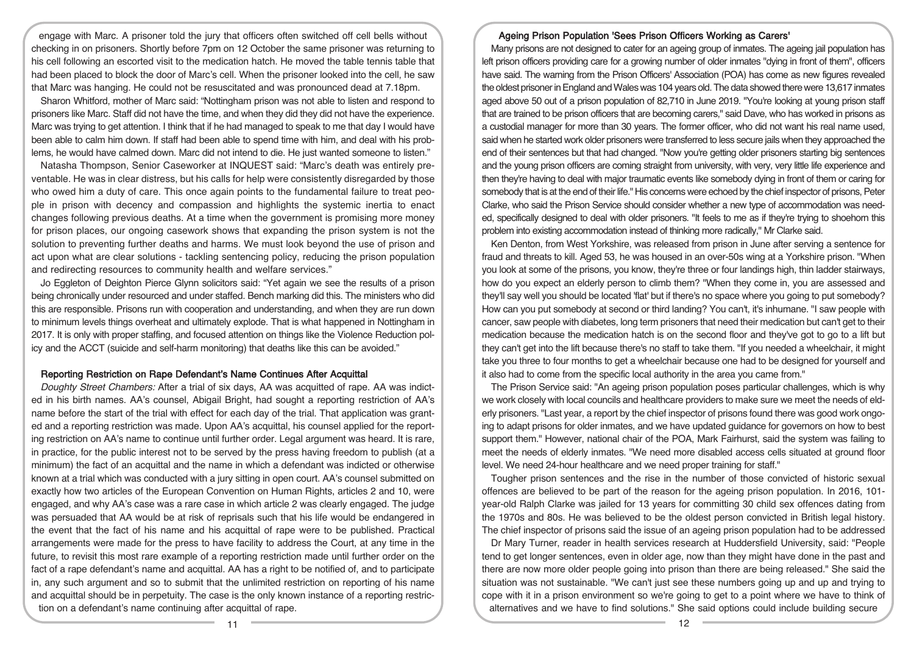engage with Marc. A prisoner told the jury that officers often switched off cell bells without checking in on prisoners. Shortly before 7pm on 12 October the same prisoner was returning to his cell following an escorted visit to the medication hatch. He moved the table tennis table that had been placed to block the door of Marc's cell. When the prisoner looked into the cell, he saw that Marc was hanging. He could not be resuscitated and was pronounced dead at 7.18pm.

Sharon Whitford, mother of Marc said: "Nottingham prison was not able to listen and respond to prisoners like Marc. Staff did not have the time, and when they did they did not have the experience. Marc was trying to get attention. I think that if he had managed to speak to me that day I would have been able to calm him down. If staff had been able to spend time with him, and deal with his problems, he would have calmed down. Marc did not intend to die. He just wanted someone to listen."

Natasha Thompson, Senior Caseworker at INQUEST said: "Marc's death was entirely preventable. He was in clear distress, but his calls for help were consistently disregarded by those who owed him a duty of care. This once again points to the fundamental failure to treat people in prison with decency and compassion and highlights the systemic inertia to enact changes following previous deaths. At a time when the government is promising more money for prison places, our ongoing casework shows that expanding the prison system is not the solution to preventing further deaths and harms. We must look beyond the use of prison and act upon what are clear solutions - tackling sentencing policy, reducing the prison population and redirecting resources to community health and welfare services."

Jo Eggleton of Deighton Pierce Glynn solicitors said: "Yet again we see the results of a prison being chronically under resourced and under staffed. Bench marking did this. The ministers who did this are responsible. Prisons run with cooperation and understanding, and when they are run down to minimum levels things overheat and ultimately explode. That is what happened in Nottingham in 2017. It is only with proper staffing, and focused attention on things like the Violence Reduction policy and the ACCT (suicide and self-harm monitoring) that deaths like this can be avoided."

### Reporting Restriction on Rape Defendant's Name Continues After Acquittal

*Doughty Street Chambers:* After a trial of six days, AA was acquitted of rape. AA was indicted in his birth names. AA's counsel, Abigail Bright, had sought a reporting restriction of AA's name before the start of the trial with effect for each day of the trial. That application was granted and a reporting restriction was made. Upon AA's acquittal, his counsel applied for the reporting restriction on AA's name to continue until further order. Legal argument was heard. It is rare, in practice, for the public interest not to be served by the press having freedom to publish (at a minimum) the fact of an acquittal and the name in which a defendant was indicted or otherwise known at a trial which was conducted with a jury sitting in open court. AA's counsel submitted on exactly how two articles of the European Convention on Human Rights, articles 2 and 10, were engaged, and why AA's case was a rare case in which article 2 was clearly engaged. The judge was persuaded that AA would be at risk of reprisals such that his life would be endangered in the event that the fact of his name and his acquittal of rape were to be published. Practical arrangements were made for the press to have facility to address the Court, at any time in the future, to revisit this most rare example of a reporting restriction made until further order on the fact of a rape defendant's name and acquittal. AA has a right to be notified of, and to participate in, any such argument and so to submit that the unlimited restriction on reporting of his name and acquittal should be in perpetuity. The case is the only known instance of a reporting restriction on a defendant's name continuing after acquittal of rape.

### Ageing Prison Population 'Sees Prison Officers Working as Carers'

Many prisons are not designed to cater for an ageing group of inmates. The ageing jail population has left prison officers providing care for a growing number of older inmates "dying in front of them", officers have said. The warning from the Prison Officers' Association (POA) has come as new figures revealed the oldest prisoner in England and Wales was 104 years old. The data showed there were 13,617 inmates aged above 50 out of a prison population of 82,710 in June 2019. "You're looking at young prison staff that are trained to be prison officers that are becoming carers," said Dave, who has worked in prisons as a custodial manager for more than 30 years. The former officer, who did not want his real name used, said when he started work older prisoners were transferred to less secure jails when they approached the end of their sentences but that had changed. "Now you're getting older prisoners starting big sentences and the young prison officers are coming straight from university, with very, very little life experience and then they're having to deal with major traumatic events like somebody dying in front of them or caring for somebody that is at the end of their life." His concerns were echoed by the chief inspector of prisons, Peter Clarke, who said the Prison Service should consider whether a new type of accommodation was needed, specifically designed to deal with older prisoners. "It feels to me as if they're trying to shoehorn this problem into existing accommodation instead of thinking more radically," Mr Clarke said.

Ken Denton, from West Yorkshire, was released from prison in June after serving a sentence for fraud and threats to kill. Aged 53, he was housed in an over-50s wing at a Yorkshire prison. "When you look at some of the prisons, you know, they're three or four landings high, thin ladder stairways, how do you expect an elderly person to climb them? "When they come in, you are assessed and they'll say well you should be located 'flat' but if there's no space where you going to put somebody? How can you put somebody at second or third landing? You can't, it's inhumane. "I saw people with cancer, saw people with diabetes, long term prisoners that need their medication but can't get to their medication because the medication hatch is on the second floor and they've got to go to a lift but they can't get into the lift because there's no staff to take them. "If you needed a wheelchair, it might take you three to four months to get a wheelchair because one had to be designed for yourself and it also had to come from the specific local authority in the area you came from."

The Prison Service said: "An ageing prison population poses particular challenges, which is why we work closely with local councils and healthcare providers to make sure we meet the needs of elderly prisoners. "Last year, a report by the chief inspector of prisons found there was good work ongoing to adapt prisons for older inmates, and we have updated guidance for governors on how to best support them." However, national chair of the POA, Mark Fairhurst, said the system was failing to meet the needs of elderly inmates. "We need more disabled access cells situated at ground floor level. We need 24-hour healthcare and we need proper training for staff."

Tougher prison sentences and the rise in the number of those convicted of historic sexual offences are believed to be part of the reason for the ageing prison population. In 2016, 101-year-old Ralph Clarke was jailed for 13 years for committing 30 child sex offences dating from the 1970s and 80s. He was believed to be the oldest person convicted in British legal history. The chief inspector of prisons said the issue of an ageing prison population had to be addressed

Dr Mary Turner, reader in health services research at Huddersfield University, said: "People tend to get longer sentences, even in older age, now than they might have done in the past and there are now more older people going into prison than there are being released." She said the situation was not sustainable. "We can't just see these numbers going up and up and trying to cope with it in a prison environment so we're going to get to a point where we have to think of alternatives and we have to find solutions." She said options could include building secure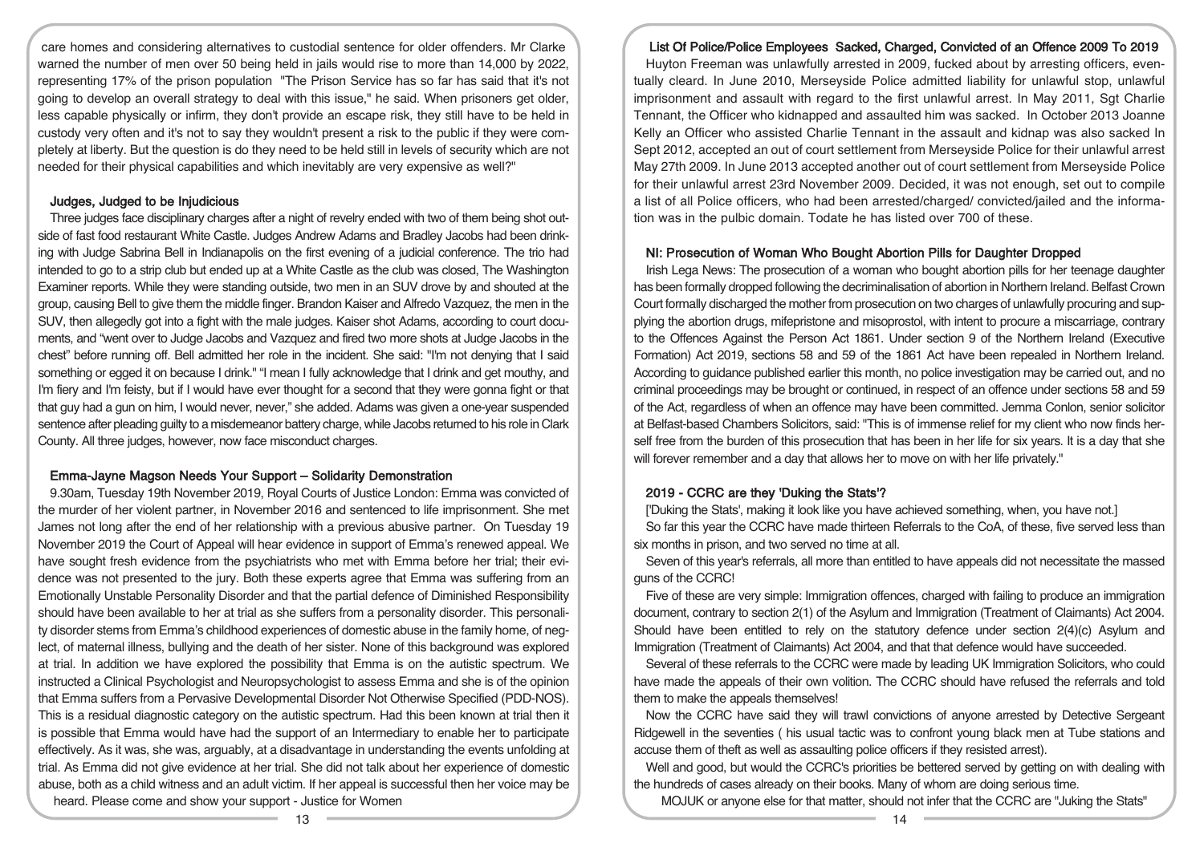care homes and considering alternatives to custodial sentence for older offenders. Mr Clarke warned the number of men over 50 being held in jails would rise to more than 14,000 by 2022, representing 17% of the prison population "The Prison Service has so far has said that it's not going to develop an overall strategy to deal with this issue," he said. When prisoners get older, less capable physically or infirm, they don't provide an escape risk, they still have to be held in custody very often and it's not to say they wouldn't present a risk to the public if they were completely at liberty. But the question is do they need to be held still in levels of security which are not needed for their physical capabilities and which inevitably are very expensive as well?"

### Judges, Judged to be Injudicious

Three judges face disciplinary charges after a night of revelry ended with two of them being shot outside of fast food restaurant White Castle. Judges Andrew Adams and Bradley Jacobs had been drinking with Judge Sabrina Bell in Indianapolis on the first evening of a judicial conference. The trio had intended to go to a strip club but ended up at a White Castle as the club was closed, The Washington Examiner reports. While they were standing outside, two men in an SUV drove by and shouted at the group, causing Bell to give them the middle finger. Brandon Kaiser and Alfredo Vazquez, the men in the SUV, then allegedly got into a fight with the male judges. Kaiser shot Adams, according to court documents, and "went over to Judge Jacobs and Vazquez and fired two more shots at Judge Jacobs in the chest" before running off. Bell admitted her role in the incident. She said: "I'm not denying that I said something or egged it on because I drink." "I mean I fully acknowledge that I drink and get mouthy, and I'm fiery and I'm feisty, but if I would have ever thought for a second that they were gonna fight or that that guy had a gun on him, I would never, never," she added. Adams was given a one-year suspended sentence after pleading guilty to a misdemeanor battery charge, while Jacobs returned to his role in Clark County. All three judges, however, now face misconduct charges.

### Emma-Jayne Magson Needs Your Support – Solidarity Demonstration

9.30am, Tuesday 19th November 2019, Royal Courts of Justice London: Emma was convicted of the murder of her violent partner, in November 2016 and sentenced to life imprisonment. She met James not long after the end of her relationship with a previous abusive partner. On Tuesday 19 November 2019 the Court of Appeal will hear evidence in support of Emma's renewed appeal. We have sought fresh evidence from the psychiatrists who met with Emma before her trial; their evidence was not presented to the jury. Both these experts agree that Emma was suffering from an Emotionally Unstable Personality Disorder and that the partial defence of Diminished Responsibility should have been available to her at trial as she suffers from a personality disorder. This personality disorder stems from Emma's childhood experiences of domestic abuse in the family home, of neglect, of maternal illness, bullying and the death of her sister. None of this background was explored at trial. In addition we have explored the possibility that Emma is on the autistic spectrum. We instructed a Clinical Psychologist and Neuropsychologist to assess Emma and she is of the opinion that Emma suffers from a Pervasive Developmental Disorder Not Otherwise Specified (PDD-NOS). This is a residual diagnostic category on the autistic spectrum. Had this been known at trial then it is possible that Emma would have had the support of an Intermediary to enable her to participate effectively. As it was, she was, arguably, at a disadvantage in understanding the events unfolding at trial. As Emma did not give evidence at her trial. She did not talk about her experience of domestic abuse, both as a child witness and an adult victim. If her appeal is successful then her voice may be heard. Please come and show your support - Justice for Women

### List Of Police/Police Employees Sacked, Charged, Convicted of an Offence 2009 To 2019

Huyton Freeman was unlawfully arrested in 2009, fucked about by arresting officers, eventually cleard. In June 2010, Merseyside Police admitted liability for unlawful stop, unlawful imprisonment and assault with regard to the first unlawful arrest. In May 2011, Sgt Charlie Tennant, the Officer who kidnapped and assaulted him was sacked. In October 2013 Joanne Kelly an Officer who assisted Charlie Tennant in the assault and kidnap was also sacked In Sept 2012, accepted an out of court settlement from Merseyside Police for their unlawful arrest May 27th 2009. In June 2013 accepted another out of court settlement from Merseyside Police for their unlawful arrest 23rd November 2009. Decided, it was not enough, set out to compile a list of all Police officers, who had been arrested/charged/ convicted/jailed and the information was in the pulbic domain. Todate he has listed over 700 of these.

### NI: Prosecution of Woman Who Bought Abortion Pills for Daughter Dropped

Irish Lega News: The prosecution of a woman who bought abortion pills for her teenage daughter has been formally dropped following the decriminalisation of abortion in Northern Ireland. Belfast Crown Court formally discharged the mother from prosecution on two charges of unlawfully procuring and supplying the abortion drugs, mifepristone and misoprostol, with intent to procure a miscarriage, contrary to the Offences Against the Person Act 1861. Under section 9 of the Northern Ireland (Executive Formation) Act 2019, sections 58 and 59 of the 1861 Act have been repealed in Northern Ireland. According to guidance published earlier this month, no police investigation may be carried out, and no criminal proceedings may be brought or continued, in respect of an offence under sections 58 and 59 of the Act, regardless of when an offence may have been committed. Jemma Conlon, senior solicitor at Belfast-based Chambers Solicitors, said: "This is of immense relief for my client who now finds herself free from the burden of this prosecution that has been in her life for six years. It is a day that she will forever remember and a day that allows her to move on with her life privately."

### 2019 - CCRC are they 'Duking the Stats'?

['Duking the Stats', making it look like you have achieved something, when, you have not.]

So far this year the CCRC have made thirteen Referrals to the CoA, of these, five served less than six months in prison, and two served no time at all.

Seven of this year's referrals, all more than entitled to have appeals did not necessitate the massed guns of the CCRC!

Five of these are very simple: Immigration offences, charged with failing to produce an immigration document, contrary to section 2(1) of the Asylum and Immigration (Treatment of Claimants) Act 2004. Should have been entitled to rely on the statutory defence under section 2(4)(c) Asylum and Immigration (Treatment of Claimants) Act 2004, and that that defence would have succeeded.

Several of these referrals to the CCRC were made by leading UK Immigration Solicitors, who could have made the appeals of their own volition. The CCRC should have refused the referrals and told them to make the appeals themselves!

Now the CCRC have said they will trawl convictions of anyone arrested by Detective Sergeant Ridgewell in the seventies ( his usual tactic was to confront young black men at Tube stations and accuse them of theft as well as assaulting police officers if they resisted arrest).

Well and good, but would the CCRC's priorities be bettered served by getting on with dealing with the hundreds of cases already on their books. Many of whom are doing serious time.

MOJUK or anyone else for that matter, should not infer that the CCRC are "Juking the Stats"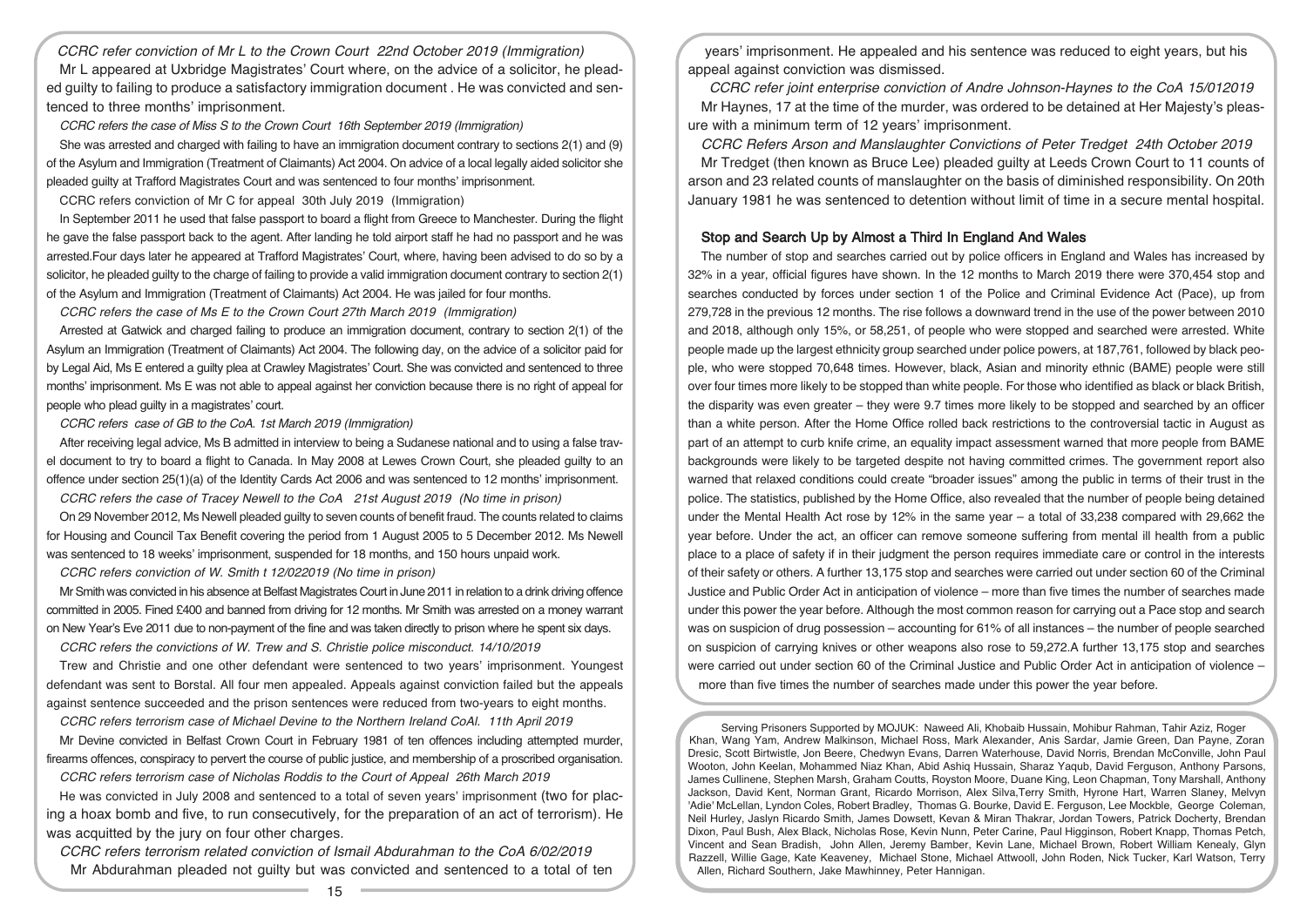*CCRC refer conviction of Mr L to the Crown Court 22nd October 2019 (Immigration)*

Mr L appeared at Uxbridge Magistrates' Court where, on the advice of a solicitor, he pleaded guilty to failing to produce a satisfactory immigration document . He was convicted and sentenced to three months' imprisonment.

*CCRC refers the case of Miss S to the Crown Court 16th September 2019 (Immigration)*

She was arrested and charged with failing to have an immigration document contrary to sections 2(1) and (9) of the Asylum and Immigration (Treatment of Claimants) Act 2004. On advice of a local legally aided solicitor she pleaded guilty at Trafford Magistrates Court and was sentenced to four months' imprisonment.

CCRC refers conviction of Mr C for appeal 30th July 2019 (Immigration)

In September 2011 he used that false passport to board a flight from Greece to Manchester. During the flight he gave the false passport back to the agent. After landing he told airport staff he had no passport and he was arrested.Four days later he appeared at Trafford Magistrates' Court, where, having been advised to do so by a solicitor, he pleaded guilty to the charge of failing to provide a valid immigration document contrary to section 2(1) of the Asylum and Immigration (Treatment of Claimants) Act 2004. He was jailed for four months.

*CCRC refers the case of Ms E to the Crown Court 27th March 2019 (Immigration)*

Arrested at Gatwick and charged failing to produce an immigration document, contrary to section 2(1) of the Asylum an Immigration (Treatment of Claimants) Act 2004. The following day, on the advice of a solicitor paid for by Legal Aid, Ms E entered a guilty plea at Crawley Magistrates' Court. She was convicted and sentenced to three months' imprisonment. Ms E was not able to appeal against her conviction because there is no right of appeal for people who plead guilty in a magistrates' court.

*CCRC refers case of GB to the CoA. 1st March 2019 (Immigration)*

After receiving legal advice, Ms B admitted in interview to being a Sudanese national and to using a false travel document to try to board a flight to Canada. In May 2008 at Lewes Crown Court, she pleaded guilty to an offence under section 25(1)(a) of the Identity Cards Act 2006 and was sentenced to 12 months' imprisonment.

*CCRC refers the case of Tracey Newell to the CoA 21st August 2019 (No time in prison)*

On 29 November 2012, Ms Newell pleaded guilty to seven counts of benefit fraud. The counts related to claims for Housing and Council Tax Benefit covering the period from 1 August 2005 to 5 December 2012. Ms Newell was sentenced to 18 weeks' imprisonment, suspended for 18 months, and 150 hours unpaid work.

*CCRC refers conviction of W. Smith t 12/022019 (No time in prison)*

Mr Smith was convicted in his absence at Belfast Magistrates Court in June 2011 in relation to a drink driving offence committed in 2005. Fined £400 and banned from driving for 12 months. Mr Smith was arrested on a money warrant on New Year's Eve 2011 due to non-payment of the fine and was taken directly to prison where he spent six days.

*CCRC refers the convictions of W. Trew and S. Christie police misconduct. 14/10/2019*

Trew and Christie and one other defendant were sentenced to two years' imprisonment. Youngest defendant was sent to Borstal. All four men appealed. Appeals against conviction failed but the appeals against sentence succeeded and the prison sentences were reduced from two-years to eight months.

*CCRC refers terrorism case of Michael Devine to the Northern Ireland CoAl. 11th April 2019*

Mr Devine convicted in Belfast Crown Court in February 1981 of ten offences including attempted murder, firearms offences, conspiracy to pervert the course of public justice, and membership of a proscribed organisation.

*CCRC refers terrorism case of Nicholas Roddis to the Court of Appeal 26th March 2019*

He was convicted in July 2008 and sentenced to a total of seven years' imprisonment (two for placing a hoax bomb and five, to run consecutively, for the preparation of an act of terrorism). He was acquitted by the jury on four other charges.

*CCRC refers terrorism related conviction of Ismail Abdurahman to the CoA 6/02/2019*

Mr Abdurahman pleaded not guilty but was convicted and sentenced to a total of ten years' imprisonment. He appealed and his sentence was reduced to eight years, but his appeal against conviction was dismissed.

*CCRC refer joint enterprise conviction of Andre Johnson-Haynes to the CoA 15/012019*

Mr Haynes, 17 at the time of the murder, was ordered to be detained at Her Majesty's pleasure with a minimum term of 12 years' imprisonment.

*CCRC Refers Arson and Manslaughter Convictions of Peter Tredget 24th October 2019*

Mr Tredget (then known as Bruce Lee) pleaded guilty at Leeds Crown Court to 11 counts of arson and 23 related counts of manslaughter on the basis of diminished responsibility. On 20th January 1981 he was sentenced to detention without limit of time in a secure mental hospital.

## Stop and Search Up by Almost a Third In England And Wales

The number of stop and searches carried out by police officers in England and Wales has increased by 32% in a year, official figures have shown. In the 12 months to March 2019 there were 370,454 stop and searches conducted by forces under section 1 of the Police and Criminal Evidence Act (Pace), up from 279,728 in the previous 12 months. The rise follows a downward trend in the use of the power between 2010 and 2018, although only 15%, or 58,251, of people who were stopped and searched were arrested. White people made up the largest ethnicity group searched under police powers, at 187,761, followed by black people, who were stopped 70,648 times. However, black, Asian and minority ethnic (BAME) people were still over four times more likely to be stopped than white people. For those who identified as black or black British, the disparity was even greater – they were 9.7 times more likely to be stopped and searched by an officer than a white person. After the Home Office rolled back restrictions to the controversial tactic in August as part of an attempt to curb knife crime, an equality impact assessment warned that more people from BAME backgrounds were likely to be targeted despite not having committed crimes. The government report also warned that relaxed conditions could create "broader issues" among the public in terms of their trust in the police. The statistics, published by the Home Office, also revealed that the number of people being detained under the Mental Health Act rose by 12% in the same year – a total of 33,238 compared with 29,662 the year before. Under the act, an officer can remove someone suffering from mental ill health from a public place to a place of safety if in their judgment the person requires immediate care or control in the interests of their safety or others. A further 13,175 stop and searches were carried out under section 60 of the Criminal Justice and Public Order Act in anticipation of violence – more than five times the number of searches made under this power the year before. Although the most common reason for carrying out a Pace stop and search was on suspicion of drug possession – accounting for 61% of all instances – the number of people searched on suspicion of carrying knives or other weapons also rose to 59,272.A further 13,175 stop and searches were carried out under section 60 of the Criminal Justice and Public Order Act in anticipation of violence – more than five times the number of searches made under this power the year before.

Serving Prisoners Supported by MOJUK: Naweed Ali, Khobaib Hussain, Mohibur Rahman, Tahir Aziz, Roger Khan, Wang Yam, Andrew Malkinson, Michael Ross, Mark Alexander, Anis Sardar, Jamie Green, Dan Payne, Zoran Dresic, Scott Birtwistle, Jon Beere, Chedwyn Evans, Darren Waterhouse, David Norris, Brendan McConville, John Paul Wooton, John Keelan, Mohammed Niaz Khan, Abid Ashiq Hussain, Sharaz Yaqub, David Ferguson, Anthony Parsons, James Cullinene, Stephen Marsh, Graham Coutts, Royston Moore, Duane King, Leon Chapman, Tony Marshall, Anthony Jackson, David Kent, Norman Grant, Ricardo Morrison, Alex Silva,Terry Smith, Hyrone Hart, Warren Slaney, Melvyn 'Adie' McLellan, Lyndon Coles, Robert Bradley, Thomas G. Bourke, David E. Ferguson, Lee Mockble, George Coleman, Neil Hurley, Jaslyn Ricardo Smith, James Dowsett, Kevan & Miran Thakrar, Jordan Towers, Patrick Docherty, Brendan Dixon, Paul Bush, Alex Black, Nicholas Rose, Kevin Nunn, Peter Carine, Paul Higginson, Robert Knapp, Thomas Petch, Vincent and Sean Bradish, John Allen, Jeremy Bamber, Kevin Lane, Michael Brown, Robert William Kenealy, Glyn Razzell, Willie Gage, Kate Keaveney, Michael Stone, Michael Attwooll, John Roden, Nick Tucker, Karl Watson, Terry Allen, Richard Southern, Jake Mawhinney, Peter Hannigan.